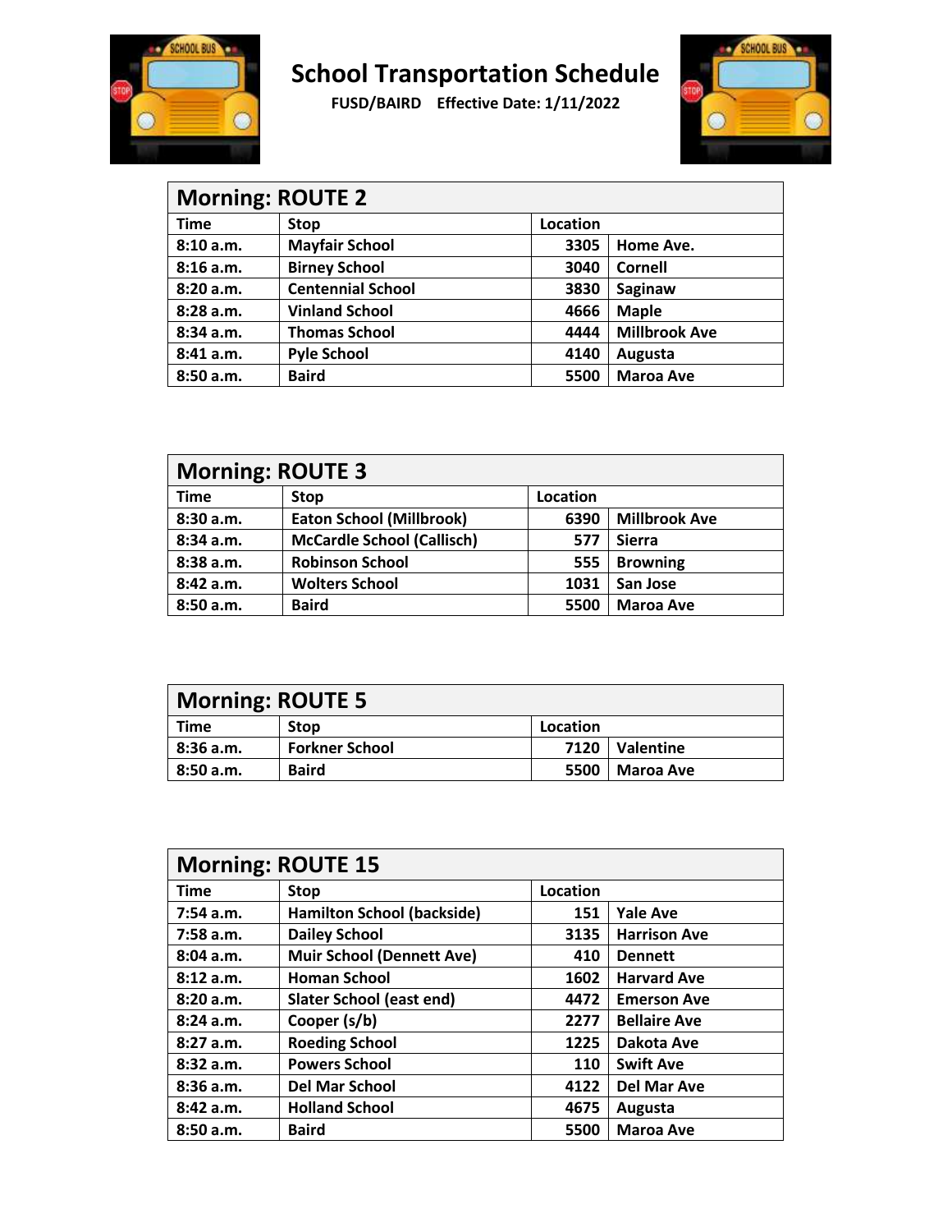# School Transportation Schedule

**FUSD/BAIRD Effective Date: 1/11/2022**

## Morning: ROUTE 2

| Time | Stop | Location | |
|---|---|---|---|
| 8:10 a.m. | Mayfair School | 3305 | Home Ave. |
| 8:16 a.m. | Birney School | 3040 | Cornell |
| 8:20 a.m. | Centennial School | 3830 | Saginaw |
| 8:28 a.m. | Vinland School | 4666 | Maple |
| 8:34 a.m. | Thomas School | 4444 | Millbrook Ave |
| 8:41 a.m. | Pyle School | 4140 | Augusta |
| 8:50 a.m. | Baird | 5500 | Maroa Ave |

## Morning: ROUTE 3

| Time | Stop | Location | |
|---|---|---|---|
| 8:30 a.m. | Eaton School (Millbrook) | 6390 | Millbrook Ave |
| 8:34 a.m. | McCardle School (Callisch) | 577 | Sierra |
| 8:38 a.m. | Robinson School | 555 | Browning |
| 8:42 a.m. | Wolters School | 1031 | San Jose |
| 8:50 a.m. | Baird | 5500 | Maroa Ave |

## Morning: ROUTE 5

| Time | Stop | Location | |
|---|---|---|---|
| 8:36 a.m. | Forkner School | 7120 | Valentine |
| 8:50 a.m. | Baird | 5500 | Maroa Ave |

## Morning: ROUTE 15

| Time | Stop | Location | |
|---|---|---|---|
| 7:54 a.m. | Hamilton School (backside) | 151 | Yale Ave |
| 7:58 a.m. | Dailey School | 3135 | Harrison Ave |
| 8:04 a.m. | Muir School (Dennett Ave) | 410 | Dennett |
| 8:12 a.m. | Homan School | 1602 | Harvard Ave |
| 8:20 a.m. | Slater School (east end) | 4472 | Emerson Ave |
| 8:24 a.m. | Cooper (s/b) | 2277 | Bellaire Ave |
| 8:27 a.m. | Roeding School | 1225 | Dakota Ave |
| 8:32 a.m. | Powers School | 110 | Swift Ave |
| 8:36 a.m. | Del Mar School | 4122 | Del Mar Ave |
| 8:42 a.m. | Holland School | 4675 | Augusta |
| 8:50 a.m. | Baird | 5500 | Maroa Ave |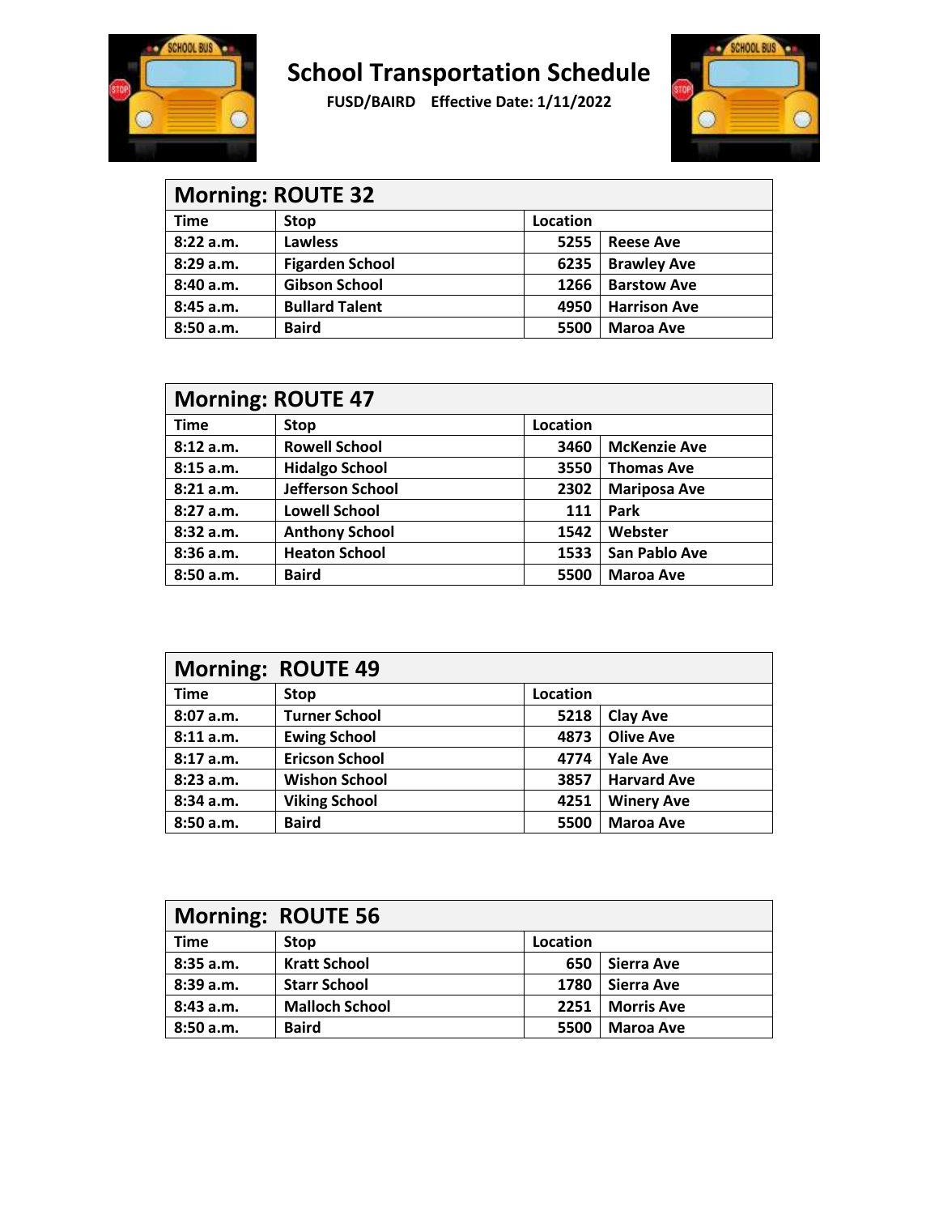# School Transportation Schedule

**FUSD/BAIRD Effective Date: 1/11/2022**

## Morning: ROUTE 32

| Time | Stop | Location | |
|---|---|---|---|
| 8:22 a.m. | Lawless | 5255 | Reese Ave |
| 8:29 a.m. | Figarden School | 6235 | Brawley Ave |
| 8:40 a.m. | Gibson School | 1266 | Barstow Ave |
| 8:45 a.m. | Bullard Talent | 4950 | Harrison Ave |
| 8:50 a.m. | Baird | 5500 | Maroa Ave |

## Morning: ROUTE 47

| Time | Stop | Location | |
|---|---|---|---|
| 8:12 a.m. | Rowell School | 3460 | McKenzie Ave |
| 8:15 a.m. | Hidalgo School | 3550 | Thomas Ave |
| 8:21 a.m. | Jefferson School | 2302 | Mariposa Ave |
| 8:27 a.m. | Lowell School | 111 | Park |
| 8:32 a.m. | Anthony School | 1542 | Webster |
| 8:36 a.m. | Heaton School | 1533 | San Pablo Ave |
| 8:50 a.m. | Baird | 5500 | Maroa Ave |

## Morning: ROUTE 49

| Time | Stop | Location | |
|---|---|---|---|
| 8:07 a.m. | Turner School | 5218 | Clay Ave |
| 8:11 a.m. | Ewing School | 4873 | Olive Ave |
| 8:17 a.m. | Ericson School | 4774 | Yale Ave |
| 8:23 a.m. | Wishon School | 3857 | Harvard Ave |
| 8:34 a.m. | Viking School | 4251 | Winery Ave |
| 8:50 a.m. | Baird | 5500 | Maroa Ave |

## Morning: ROUTE 56

| Time | Stop | Location | |
|---|---|---|---|
| 8:35 a.m. | Kratt School | 650 | Sierra Ave |
| 8:39 a.m. | Starr School | 1780 | Sierra Ave |
| 8:43 a.m. | Malloch School | 2251 | Morris Ave |
| 8:50 a.m. | Baird | 5500 | Maroa Ave |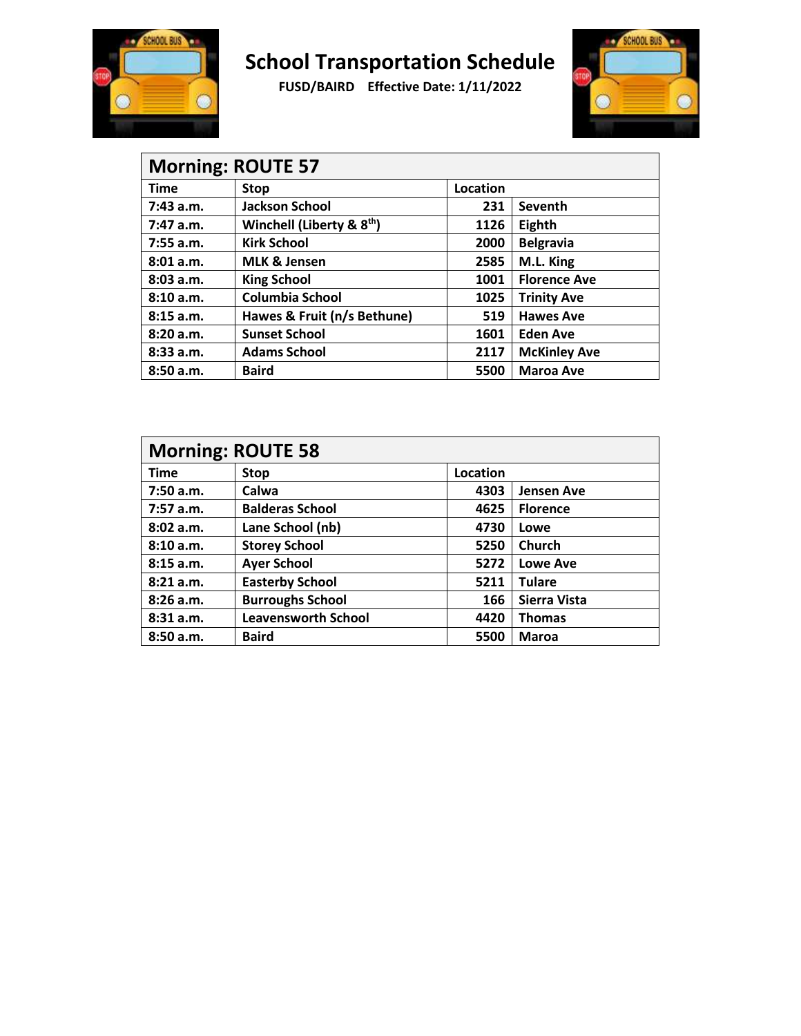# School Transportation Schedule

**FUSD/BAIRD Effective Date: 1/11/2022**

| Morning: ROUTE 57 | | | |
|---|---|---|---|
| Time | Stop | Location | |
| 7:43 a.m. | Jackson School | 231 | Seventh |
| 7:47 a.m. | Winchell (Liberty & 8th) | 1126 | Eighth |
| 7:55 a.m. | Kirk School | 2000 | Belgravia |
| 8:01 a.m. | MLK & Jensen | 2585 | M.L. King |
| 8:03 a.m. | King School | 1001 | Florence Ave |
| 8:10 a.m. | Columbia School | 1025 | Trinity Ave |
| 8:15 a.m. | Hawes & Fruit (n/s Bethune) | 519 | Hawes Ave |
| 8:20 a.m. | Sunset School | 1601 | Eden Ave |
| 8:33 a.m. | Adams School | 2117 | McKinley Ave |
| 8:50 a.m. | Baird | 5500 | Maroa Ave |

| Morning: ROUTE 58 | | | |
|---|---|---|---|
| Time | Stop | Location | |
| 7:50 a.m. | Calwa | 4303 | Jensen Ave |
| 7:57 a.m. | Balderas School | 4625 | Florence |
| 8:02 a.m. | Lane School (nb) | 4730 | Lowe |
| 8:10 a.m. | Storey School | 5250 | Church |
| 8:15 a.m. | Ayer School | 5272 | Lowe Ave |
| 8:21 a.m. | Easterby School | 5211 | Tulare |
| 8:26 a.m. | Burroughs School | 166 | Sierra Vista |
| 8:31 a.m. | Leavensworth School | 4420 | Thomas |
| 8:50 a.m. | Baird | 5500 | Maroa |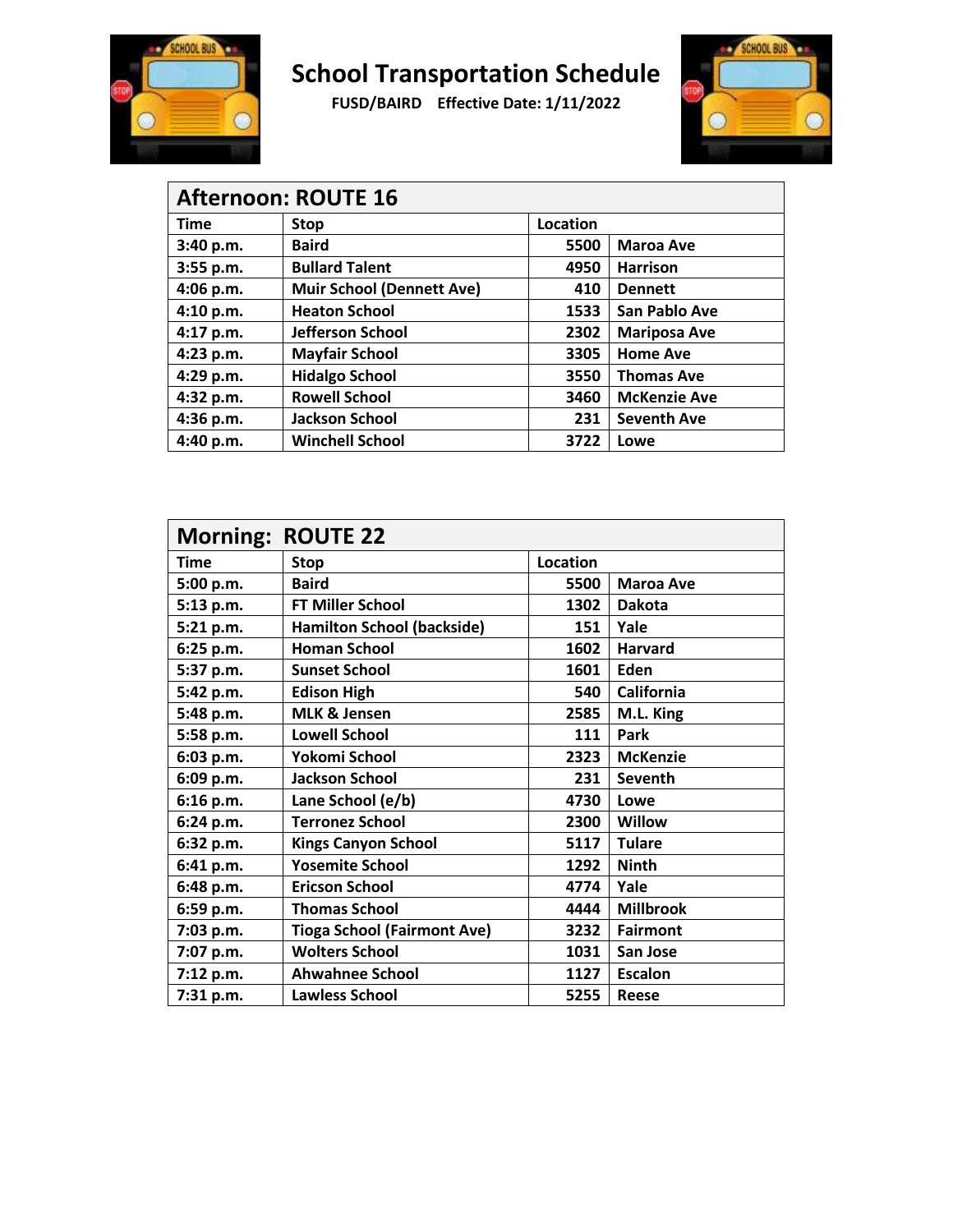# School Transportation Schedule

**FUSD/BAIRD Effective Date: 1/11/2022**

| Afternoon: ROUTE 16 | | | |
|---|---|---|---|
| Time | Stop | Location | |
| 3:40 p.m. | Baird | 5500 | Maroa Ave |
| 3:55 p.m. | Bullard Talent | 4950 | Harrison |
| 4:06 p.m. | Muir School (Dennett Ave) | 410 | Dennett |
| 4:10 p.m. | Heaton School | 1533 | San Pablo Ave |
| 4:17 p.m. | Jefferson School | 2302 | Mariposa Ave |
| 4:23 p.m. | Mayfair School | 3305 | Home Ave |
| 4:29 p.m. | Hidalgo School | 3550 | Thomas Ave |
| 4:32 p.m. | Rowell School | 3460 | McKenzie Ave |
| 4:36 p.m. | Jackson School | 231 | Seventh Ave |
| 4:40 p.m. | Winchell School | 3722 | Lowe |

| Morning: ROUTE 22 | | | |
|---|---|---|---|
| Time | Stop | Location | |
| 5:00 p.m. | Baird | 5500 | Maroa Ave |
| 5:13 p.m. | FT Miller School | 1302 | Dakota |
| 5:21 p.m. | Hamilton School (backside) | 151 | Yale |
| 6:25 p.m. | Homan School | 1602 | Harvard |
| 5:37 p.m. | Sunset School | 1601 | Eden |
| 5:42 p.m. | Edison High | 540 | California |
| 5:48 p.m. | MLK & Jensen | 2585 | M.L. King |
| 5:58 p.m. | Lowell School | 111 | Park |
| 6:03 p.m. | Yokomi School | 2323 | McKenzie |
| 6:09 p.m. | Jackson School | 231 | Seventh |
| 6:16 p.m. | Lane School (e/b) | 4730 | Lowe |
| 6:24 p.m. | Terronez School | 2300 | Willow |
| 6:32 p.m. | Kings Canyon School | 5117 | Tulare |
| 6:41 p.m. | Yosemite School | 1292 | Ninth |
| 6:48 p.m. | Ericson School | 4774 | Yale |
| 6:59 p.m. | Thomas School | 4444 | Millbrook |
| 7:03 p.m. | Tioga School (Fairmont Ave) | 3232 | Fairmont |
| 7:07 p.m. | Wolters School | 1031 | San Jose |
| 7:12 p.m. | Ahwahnee School | 1127 | Escalon |
| 7:31 p.m. | Lawless School | 5255 | Reese |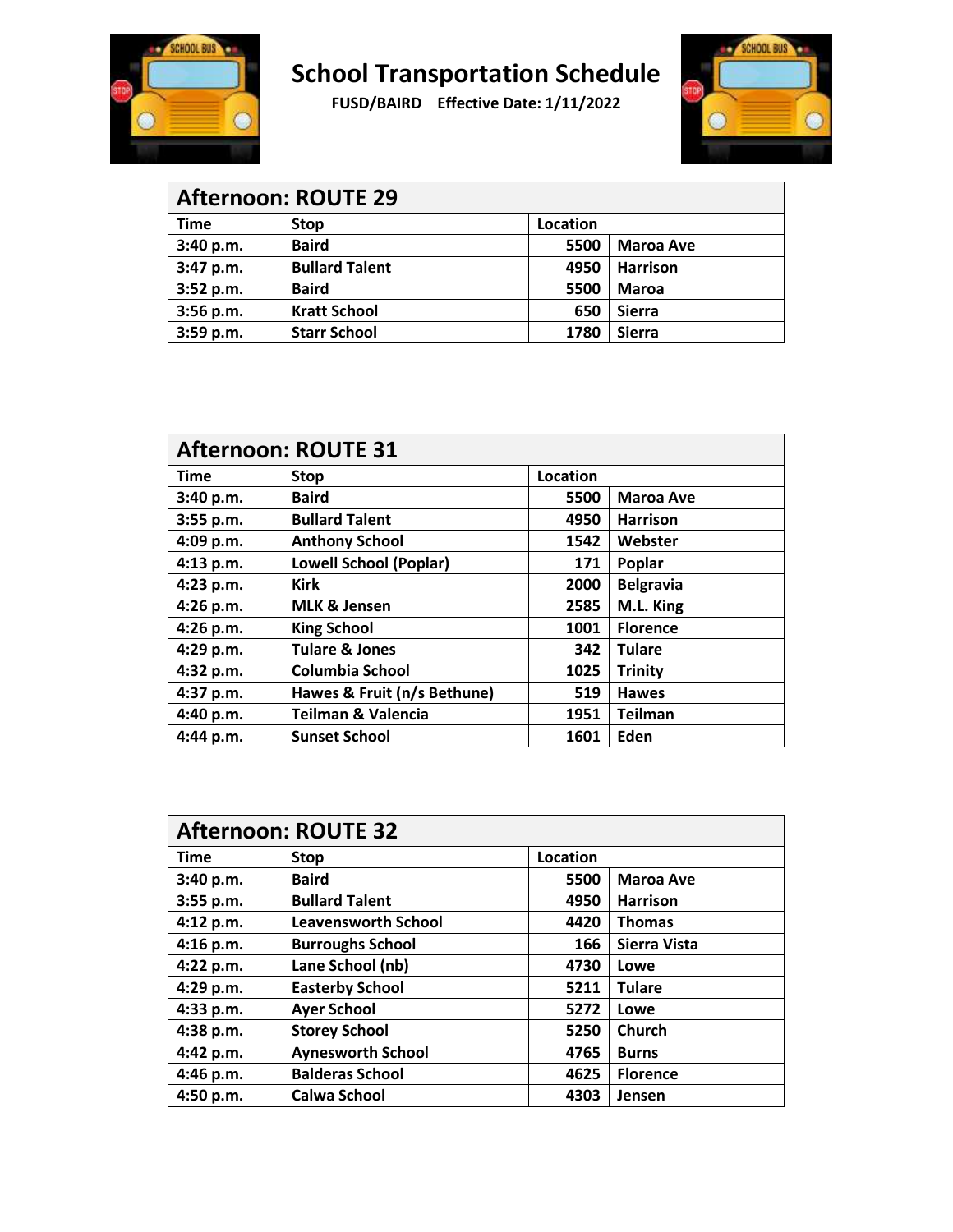# School Transportation Schedule

**FUSD/BAIRD Effective Date: 1/11/2022**

| Afternoon: ROUTE 29 | | | |
|---|---|---|---|
| Time | Stop | Location | |
| 3:40 p.m. | Baird | 5500 | Maroa Ave |
| 3:47 p.m. | Bullard Talent | 4950 | Harrison |
| 3:52 p.m. | Baird | 5500 | Maroa |
| 3:56 p.m. | Kratt School | 650 | Sierra |
| 3:59 p.m. | Starr School | 1780 | Sierra |

| Afternoon: ROUTE 31 | | | |
|---|---|---|---|
| Time | Stop | Location | |
| 3:40 p.m. | Baird | 5500 | Maroa Ave |
| 3:55 p.m. | Bullard Talent | 4950 | Harrison |
| 4:09 p.m. | Anthony School | 1542 | Webster |
| 4:13 p.m. | Lowell School (Poplar) | 171 | Poplar |
| 4:23 p.m. | Kirk | 2000 | Belgravia |
| 4:26 p.m. | MLK & Jensen | 2585 | M.L. King |
| 4:26 p.m. | King School | 1001 | Florence |
| 4:29 p.m. | Tulare & Jones | 342 | Tulare |
| 4:32 p.m. | Columbia School | 1025 | Trinity |
| 4:37 p.m. | Hawes & Fruit (n/s Bethune) | 519 | Hawes |
| 4:40 p.m. | Teilman & Valencia | 1951 | Teilman |
| 4:44 p.m. | Sunset School | 1601 | Eden |

| Afternoon: ROUTE 32 | | | |
|---|---|---|---|
| Time | Stop | Location | |
| 3:40 p.m. | Baird | 5500 | Maroa Ave |
| 3:55 p.m. | Bullard Talent | 4950 | Harrison |
| 4:12 p.m. | Leavensworth School | 4420 | Thomas |
| 4:16 p.m. | Burroughs School | 166 | Sierra Vista |
| 4:22 p.m. | Lane School (nb) | 4730 | Lowe |
| 4:29 p.m. | Easterby School | 5211 | Tulare |
| 4:33 p.m. | Ayer School | 5272 | Lowe |
| 4:38 p.m. | Storey School | 5250 | Church |
| 4:42 p.m. | Aynesworth School | 4765 | Burns |
| 4:46 p.m. | Balderas School | 4625 | Florence |
| 4:50 p.m. | Calwa School | 4303 | Jensen |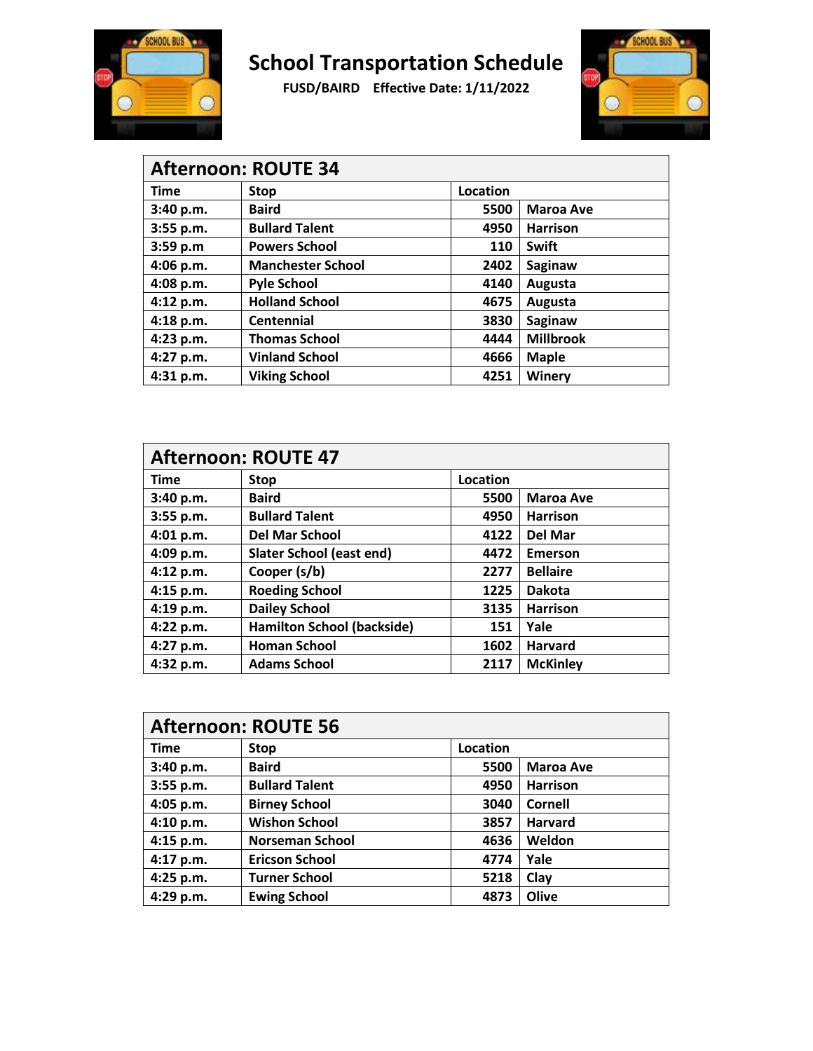# School Transportation Schedule

**FUSD/BAIRD Effective Date: 1/11/2022**

| Afternoon: ROUTE 34 | | | |
|---|---|---|---|
| Time | Stop | Location | |
| 3:40 p.m. | Baird | 5500 | Maroa Ave |
| 3:55 p.m. | Bullard Talent | 4950 | Harrison |
| 3:59 p.m | Powers School | 110 | Swift |
| 4:06 p.m. | Manchester School | 2402 | Saginaw |
| 4:08 p.m. | Pyle School | 4140 | Augusta |
| 4:12 p.m. | Holland School | 4675 | Augusta |
| 4:18 p.m. | Centennial | 3830 | Saginaw |
| 4:23 p.m. | Thomas School | 4444 | Millbrook |
| 4:27 p.m. | Vinland School | 4666 | Maple |
| 4:31 p.m. | Viking School | 4251 | Winery |

| Afternoon: ROUTE 47 | | | |
|---|---|---|---|
| Time | Stop | Location | |
| 3:40 p.m. | Baird | 5500 | Maroa Ave |
| 3:55 p.m. | Bullard Talent | 4950 | Harrison |
| 4:01 p.m. | Del Mar School | 4122 | Del Mar |
| 4:09 p.m. | Slater School (east end) | 4472 | Emerson |
| 4:12 p.m. | Cooper (s/b) | 2277 | Bellaire |
| 4:15 p.m. | Roeding School | 1225 | Dakota |
| 4:19 p.m. | Dailey School | 3135 | Harrison |
| 4:22 p.m. | Hamilton School (backside) | 151 | Yale |
| 4:27 p.m. | Homan School | 1602 | Harvard |
| 4:32 p.m. | Adams School | 2117 | McKinley |

| Afternoon: ROUTE 56 | | | |
|---|---|---|---|
| Time | Stop | Location | |
| 3:40 p.m. | Baird | 5500 | Maroa Ave |
| 3:55 p.m. | Bullard Talent | 4950 | Harrison |
| 4:05 p.m. | Birney School | 3040 | Cornell |
| 4:10 p.m. | Wishon School | 3857 | Harvard |
| 4:15 p.m. | Norseman School | 4636 | Weldon |
| 4:17 p.m. | Ericson School | 4774 | Yale |
| 4:25 p.m. | Turner School | 5218 | Clay |
| 4:29 p.m. | Ewing School | 4873 | Olive |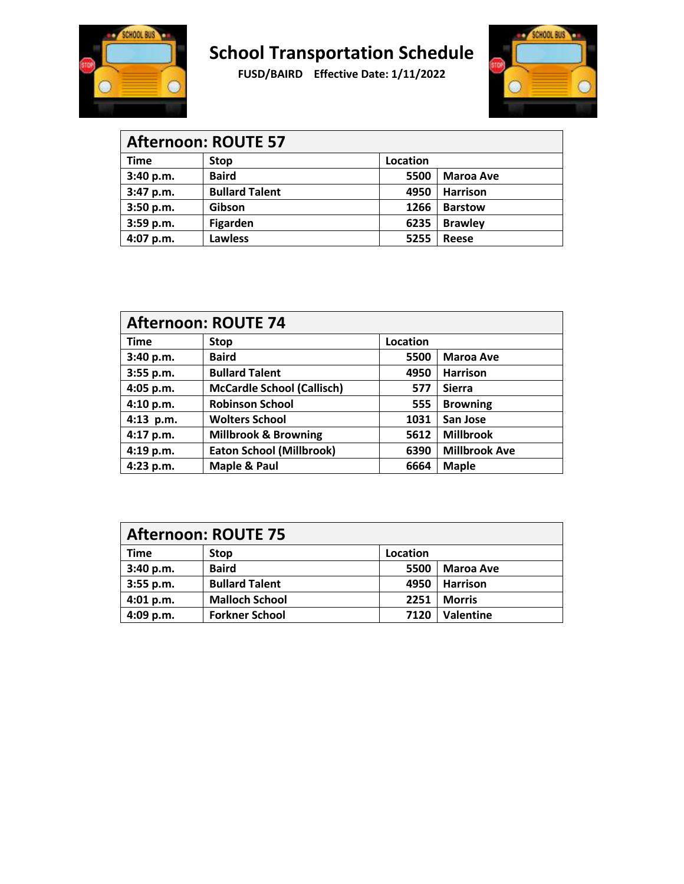# School Transportation Schedule

**FUSD/BAIRD Effective Date: 1/11/2022**

| Afternoon: ROUTE 57 | | | |
|---|---|---|---|
| Time | Stop | Location | |
| 3:40 p.m. | Baird | 5500 | Maroa Ave |
| 3:47 p.m. | Bullard Talent | 4950 | Harrison |
| 3:50 p.m. | Gibson | 1266 | Barstow |
| 3:59 p.m. | Figarden | 6235 | Brawley |
| 4:07 p.m. | Lawless | 5255 | Reese |

| Afternoon: ROUTE 74 | | | |
|---|---|---|---|
| Time | Stop | Location | |
| 3:40 p.m. | Baird | 5500 | Maroa Ave |
| 3:55 p.m. | Bullard Talent | 4950 | Harrison |
| 4:05 p.m. | McCardle School (Callisch) | 577 | Sierra |
| 4:10 p.m. | Robinson School | 555 | Browning |
| 4:13 p.m. | Wolters School | 1031 | San Jose |
| 4:17 p.m. | Millbrook & Browning | 5612 | Millbrook |
| 4:19 p.m. | Eaton School (Millbrook) | 6390 | Millbrook Ave |
| 4:23 p.m. | Maple & Paul | 6664 | Maple |

| Afternoon: ROUTE 75 | | | |
|---|---|---|---|
| Time | Stop | Location | |
| 3:40 p.m. | Baird | 5500 | Maroa Ave |
| 3:55 p.m. | Bullard Talent | 4950 | Harrison |
| 4:01 p.m. | Malloch School | 2251 | Morris |
| 4:09 p.m. | Forkner School | 7120 | Valentine |